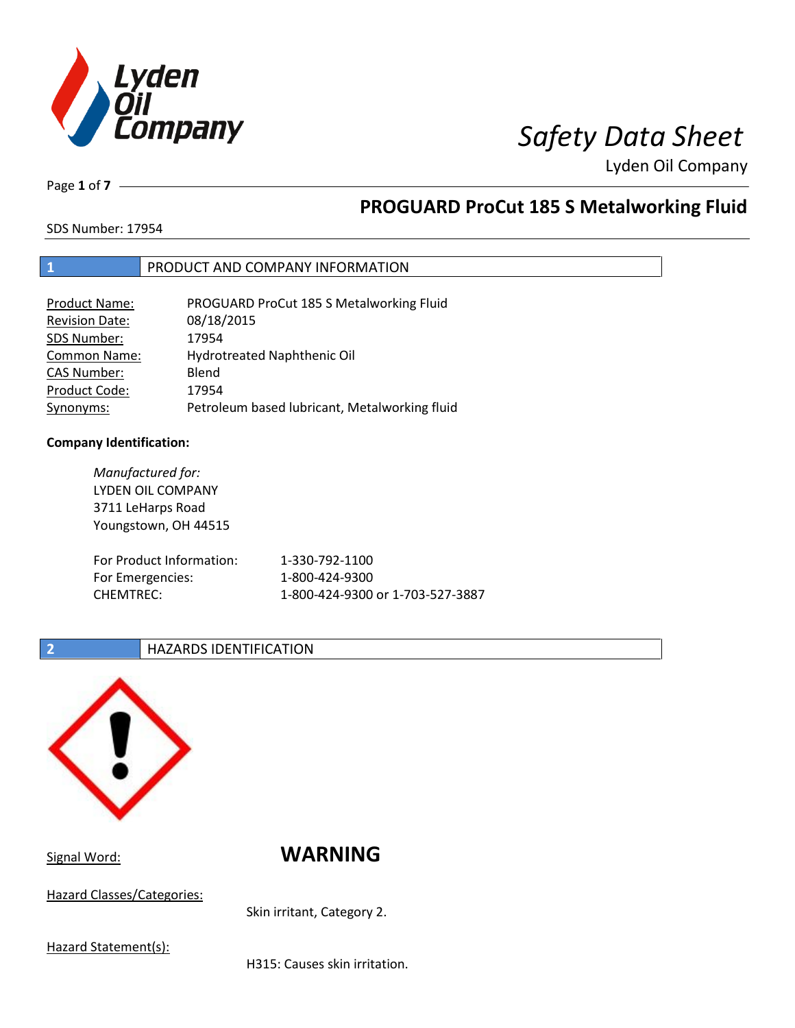# Safety Data Sheet

Lyden Oil Company

## PROGUARD ProCut 185 S Metalworking Fluid

SDS Number: 17954

## 1 PRODUCT AND COMPANY INFORMATION

| | |
|---|---|
| Product Name: | PROGUARD ProCut 185 S Metalworking Fluid |
| Revision Date: | 08/18/2015 |
| SDS Number: | 17954 |
| Common Name: | Hydrotreated Naphthenic Oil |
| CAS Number: | Blend |
| Product Code: | 17954 |
| Synonyms: | Petroleum based lubricant, Metalworking fluid |

**Company Identification:**

*Manufactured for:*
LYDEN OIL COMPANY
3711 LeHarps Road
Youngstown, OH 44515

| | |
|---|---|
| For Product Information: | 1-330-792-1100 |
| For Emergencies: | 1-800-424-9300 |
| CHEMTREC: | 1-800-424-9300 or 1-703-527-3887 |

## 2 HAZARDS IDENTIFICATION

Signal Word: **WARNING**

Hazard Classes/Categories:

Skin irritant, Category 2.

Hazard Statement(s):

H315: Causes skin irritation.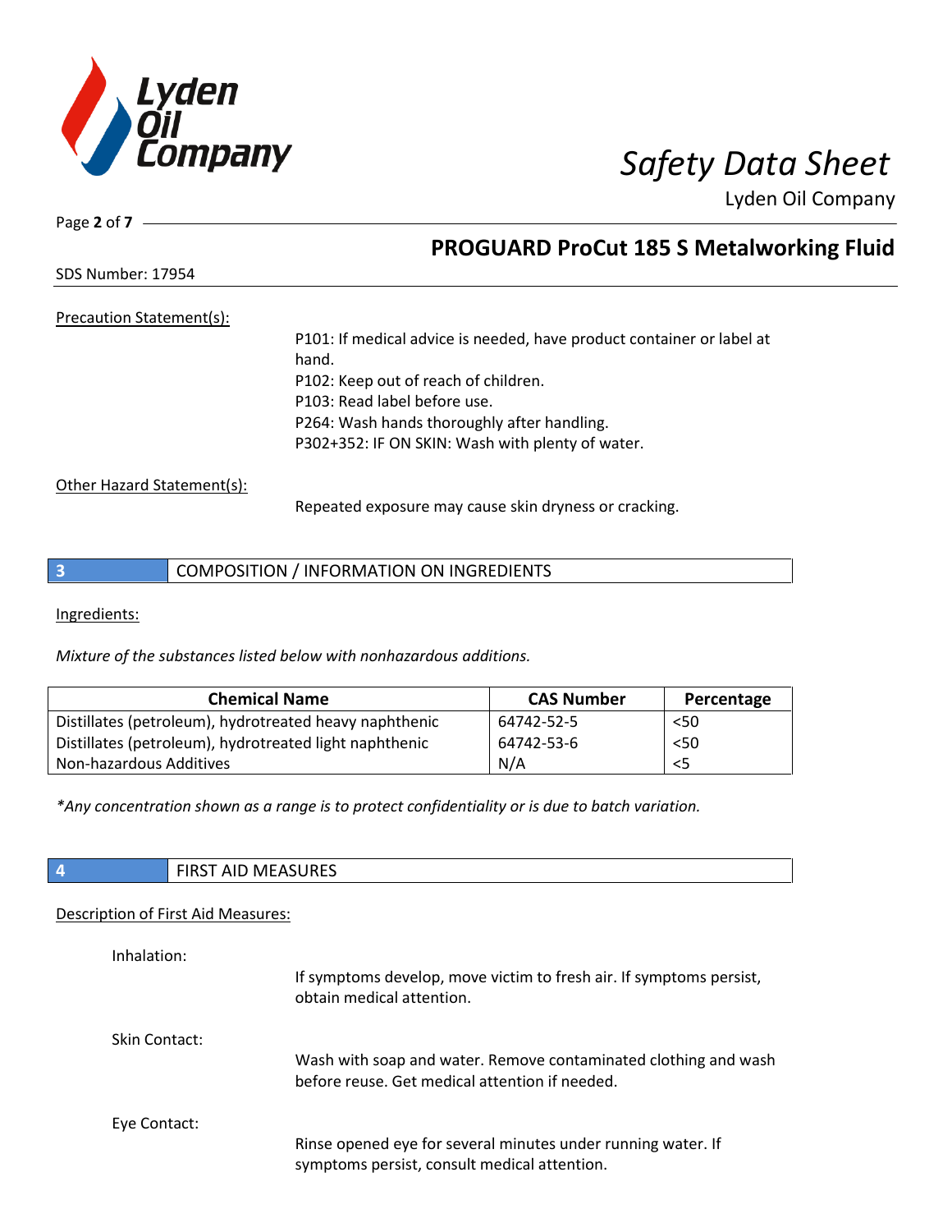Precation Statement(s):

P101: If medical advice is needed, have product container or label at hand.
P102: Keep out of reach of children.
P103: Read label before use.
P264: Wash hands thoroughly after handling.
P302+352: IF ON SKIN: Wash with plenty of water.

Other Hazard Statement(s):

Repeated exposure may cause skin dryness or cracking.

## 3 COMPOSITION / INFORMATION ON INGREDIENTS

Ingredients:

*Mixture of the substances listed below with nonhazardous additions.*

| Chemical Name | CAS Number | Percentage |
|---|---|---|
| Distillates (petroleum), hydrotreated heavy naphthenic | 64742-52-5 | <50 |
| Distillates (petroleum), hydrotreated light naphthenic | 64742-53-6 | <50 |
| Non-hazardous Additives | N/A | <5 |

*\*Any concentration shown as a range is to protect confidentiality or is due to batch variation.*

## 4 FIRST AID MEASURES

Description of First Aid Measures:

Inhalation:

If symptoms develop, move victim to fresh air. If symptoms persist, obtain medical attention.

Skin Contact:

Wash with soap and water. Remove contaminated clothing and wash before reuse. Get medical attention if needed.

Eye Contact:

Rinse opened eye for several minutes under running water. If symptoms persist, consult medical attention.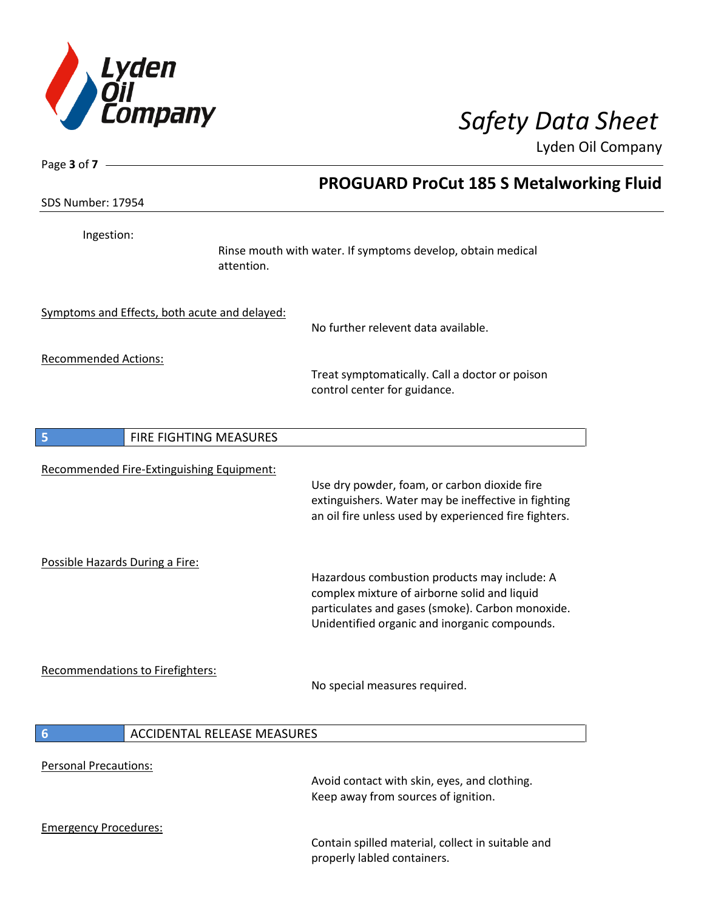Ingestion:

Rinse mouth with water. If symptoms develop, obtain medical attention.

Symptoms and Effects, both acute and delayed:

No further relevent data available.

Recommended Actions:

Treat symptomatically. Call a doctor or poison control center for guidance.

## 5 FIRE FIGHTING MEASURES

Recommended Fire-Extinguishing Equipment:

Use dry powder, foam, or carbon dioxide fire extinguishers. Water may be ineffective in fighting an oil fire unless used by experienced fire fighters.

Possible Hazards During a Fire:

Hazardous combustion products may include: A complex mixture of airborne solid and liquid particulates and gases (smoke). Carbon monoxide. Unidentified organic and inorganic compounds.

Recommendations to Firefighters:

No special measures required.

## 6 ACCIDENTAL RELEASE MEASURES

Personal Precautions:

Avoid contact with skin, eyes, and clothing. Keep away from sources of ignition.

Emergency Procedures:

Contain spilled material, collect in suitable and properly labled containers.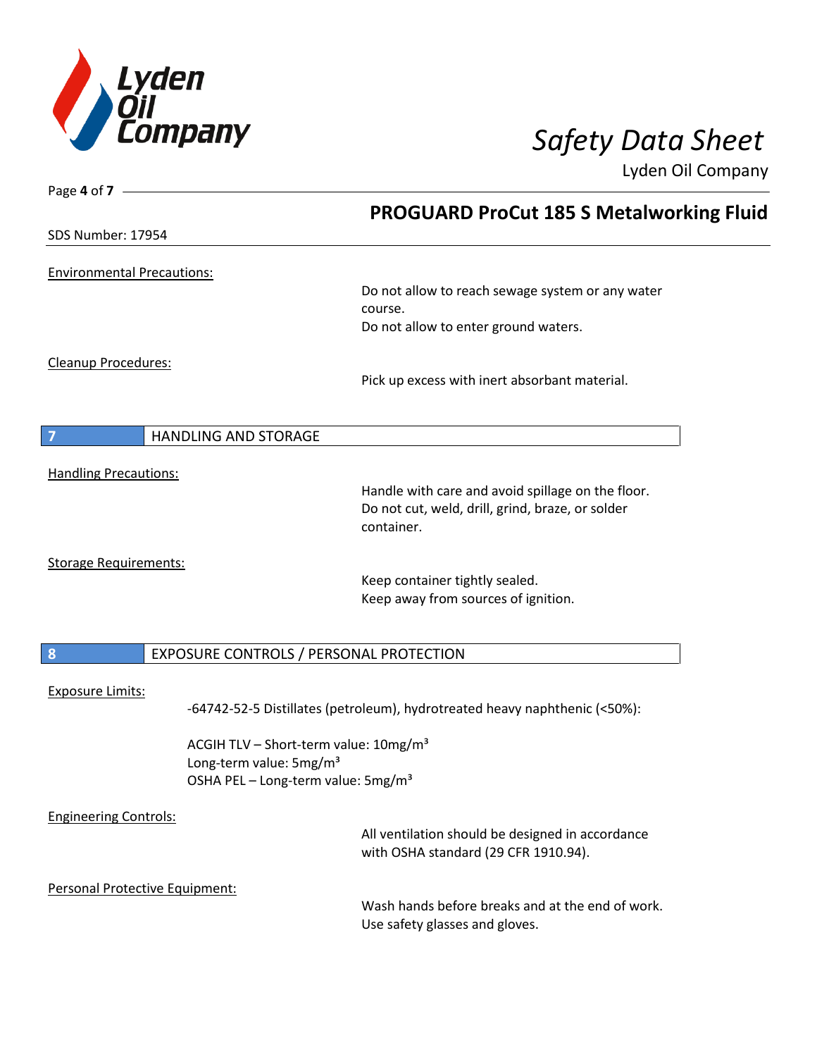## PROGUARD ProCut 185 S Metalworking Fluid

SDS Number: 17954

Environmental Precautions:

Do not allow to reach sewage system or any water course.
Do not allow to enter ground waters.

Cleanup Procedures:

Pick up excess with inert absorbant material.

## 7 HANDLING AND STORAGE

Handling Precautions:

Handle with care and avoid spillage on the floor.
Do not cut, weld, drill, grind, braze, or solder container.

Storage Requirements:

Keep container tightly sealed.
Keep away from sources of ignition.

## 8 EXPOSURE CONTROLS / PERSONAL PROTECTION

Exposure Limits:

-64742-52-5 Distillates (petroleum), hydrotreated heavy naphthenic (<50%):

ACGIH TLV – Short-term value: 10mg/m³
Long-term value: 5mg/m³
OSHA PEL – Long-term value: 5mg/m³

Engineering Controls:

All ventilation should be designed in accordance with OSHA standard (29 CFR 1910.94).

Personal Protective Equipment:

Wash hands before breaks and at the end of work.
Use safety glasses and gloves.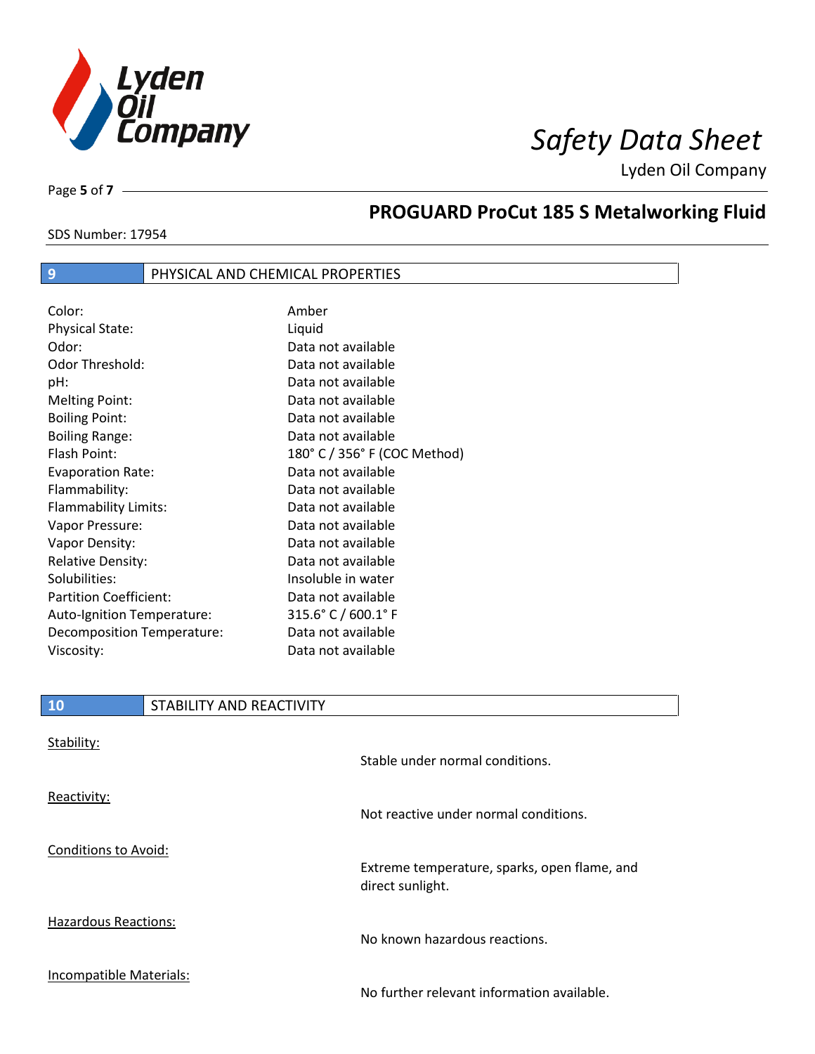## 9 PHYSICAL AND CHEMICAL PROPERTIES

| Property | Value |
|---|---|
| Color: | Amber |
| Physical State: | Liquid |
| Odor: | Data not available |
| Odor Threshold: | Data not available |
| pH: | Data not available |
| Melting Point: | Data not available |
| Boiling Point: | Data not available |
| Boiling Range: | Data not available |
| Flash Point: | 180° C / 356° F (COC Method) |
| Evaporation Rate: | Data not available |
| Flammability: | Data not available |
| Flammability Limits: | Data not available |
| Vapor Pressure: | Data not available |
| Vapor Density: | Data not available |
| Relative Density: | Data not available |
| Solubilities: | Insoluble in water |
| Partition Coefficient: | Data not available |
| Auto-Ignition Temperature: | 315.6° C / 600.1° F |
| Decomposition Temperature: | Data not available |
| Viscosity: | Data not available |

## 10 STABILITY AND REACTIVITY

Stability:

Stable under normal conditions.

Reactivity:

Not reactive under normal conditions.

Conditions to Avoid:

Extreme temperature, sparks, open flame, and direct sunlight.

Hazardous Reactions:

No known hazardous reactions.

Incompatible Materials:

No further relevant information available.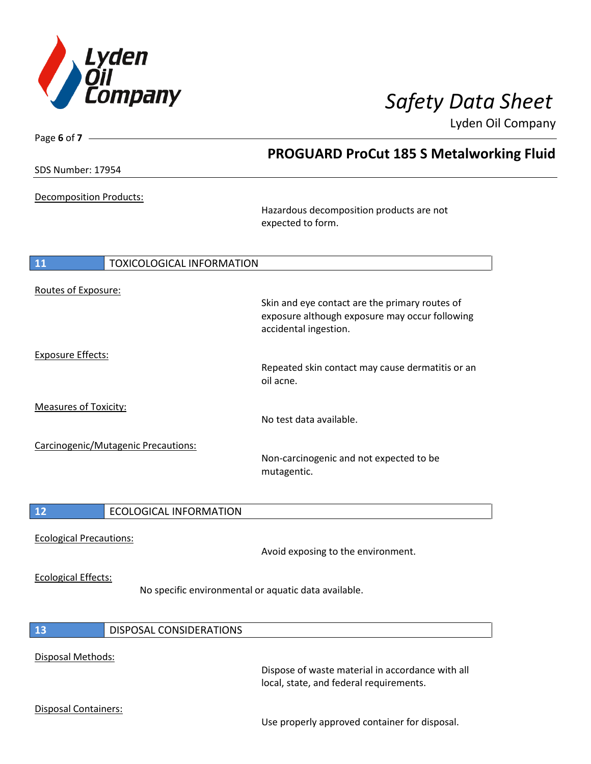Decomposition Products:

Hazardous decomposition products are not expected to form.

## 11 TOXICOLOGICAL INFORMATION

Routes of Exposure:

Skin and eye contact are the primary routes of exposure although exposure may occur following accidental ingestion.

Exposure Effects:

Repeated skin contact may cause dermatitis or an oil acne.

Measures of Toxicity:

No test data available.

Carcinogenic/Mutagenic Precautions:

Non-carcinogenic and not expected to be mutagentic.

## 12 ECOLOGICAL INFORMATION

Ecological Precautions:

Avoid exposing to the environment.

Ecological Effects:

No specific environmental or aquatic data available.

## 13 DISPOSAL CONSIDERATIONS

Disposal Methods:

Dispose of waste material in accordance with all local, state, and federal requirements.

Disposal Containers:

Use properly approved container for disposal.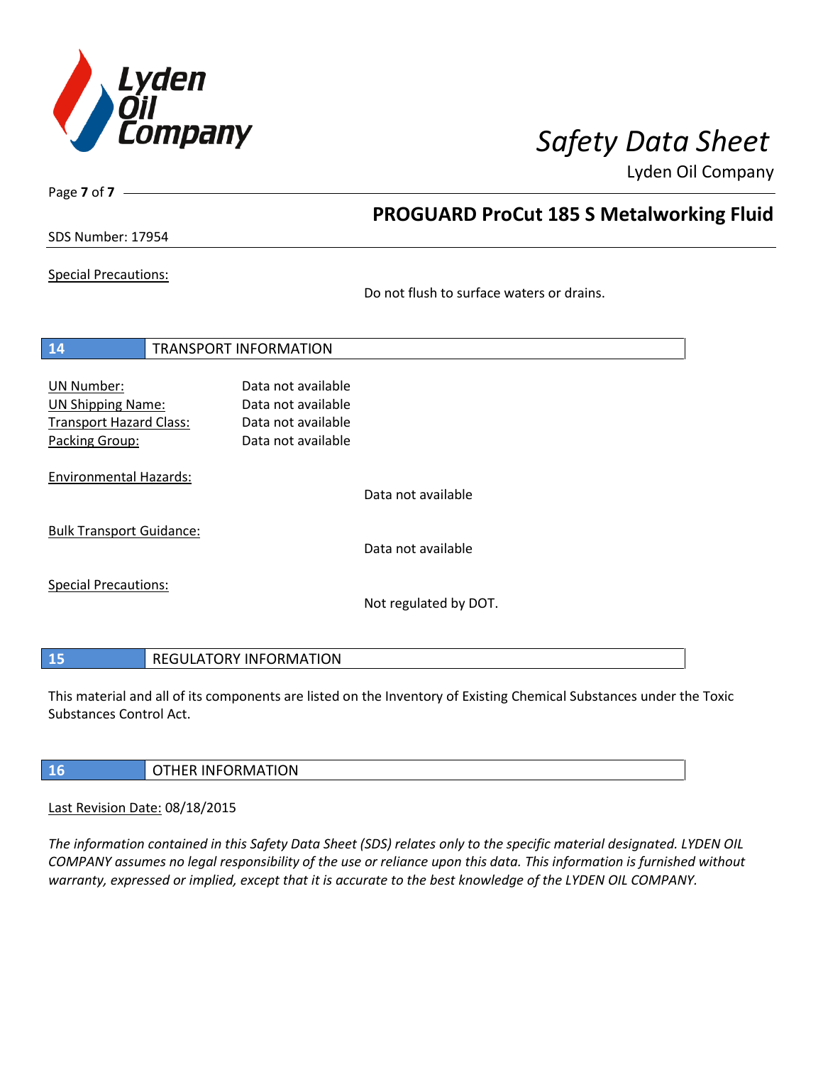Special Precautions:

Do not flush to surface waters or drains.

## 14 TRANSPORT INFORMATION

| | |
|---|---|
| UN Number: | Data not available |
| UN Shipping Name: | Data not available |
| Transport Hazard Class: | Data not available |
| Packing Group: | Data not available |

Environmental Hazards:

Data not available

Bulk Transport Guidance:

Data not available

Special Precautions:

Not regulated by DOT.

## 15 REGULATORY INFORMATION

This material and all of its components are listed on the Inventory of Existing Chemical Substances under the Toxic Substances Control Act.

## 16 OTHER INFORMATION

Last Revision Date: 08/18/2015

*The information contained in this Safety Data Sheet (SDS) relates only to the specific material designated. LYDEN OIL COMPANY assumes no legal responsibility of the use or reliance upon this data. This information is furnished without warranty, expressed or implied, except that it is accurate to the best knowledge of the LYDEN OIL COMPANY.*